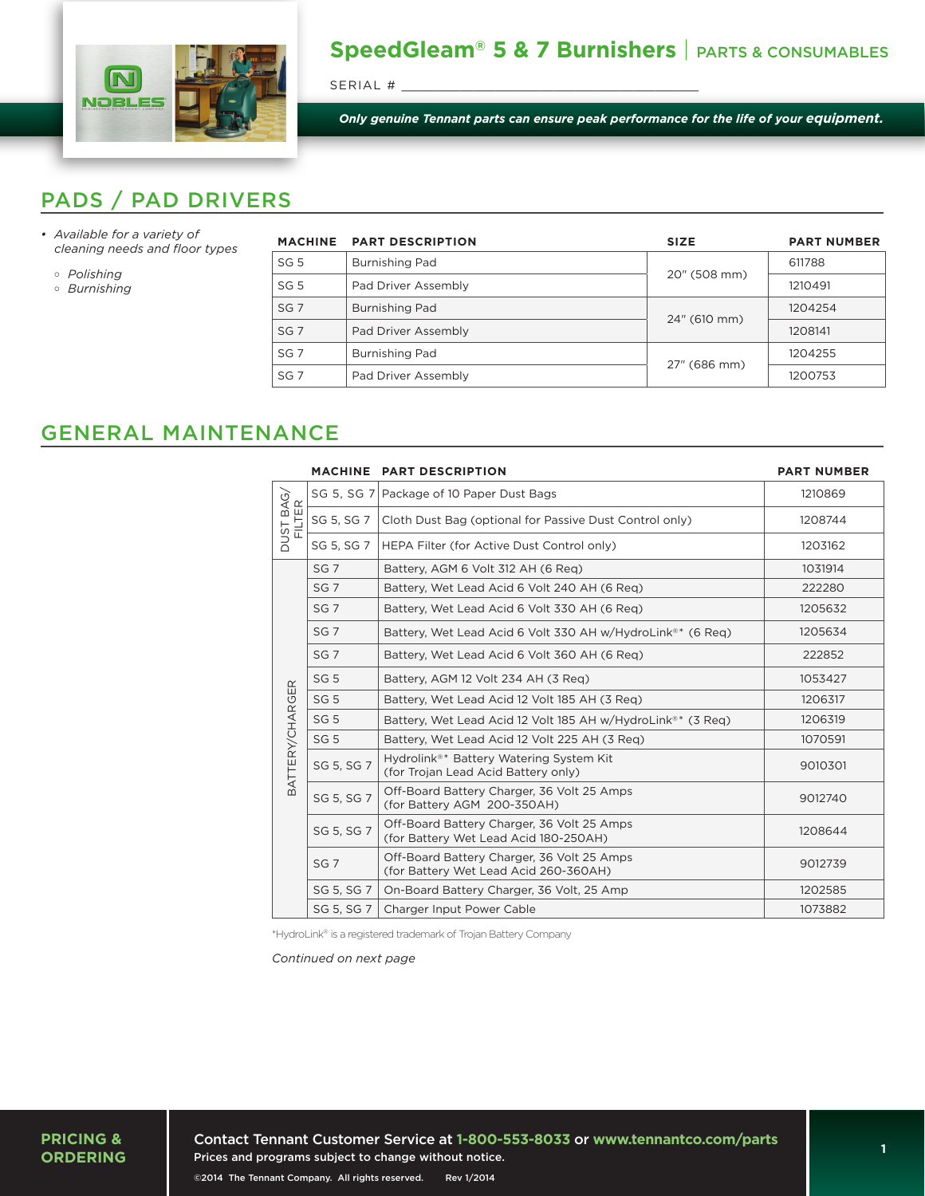# SpeedGleam® 5 & 7 Burnishers | PARTS & CONSUMABLES

SERIAL # ___________________________________

*Only genuine Tennant parts can ensure peak performance for the life of your equipment.*

## PADS / PAD DRIVERS

- *Available for a variety of cleaning needs and floor types*
  - *Polishing*
  - *Burnishing*

| MACHINE | PART DESCRIPTION | SIZE | PART NUMBER |
|---|---|---|---|
| SG 5 | Burnishing Pad | 20" (508 mm) | 611788 |
| SG 5 | Pad Driver Assembly | | 1210491 |
| SG 7 | Burnishing Pad | 24" (610 mm) | 1204254 |
| SG 7 | Pad Driver Assembly | | 1208141 |
| SG 7 | Burnishing Pad | 27" (686 mm) | 1204255 |
| SG 7 | Pad Driver Assembly | | 1200753 |

## GENERAL MAINTENANCE

| | MACHINE | PART DESCRIPTION | PART NUMBER |
|---|---|---|---|
| DUST BAG/ FILTER | SG 5, SG 7 | Package of 10 Paper Dust Bags | 1210869 |
| | SG 5, SG 7 | Cloth Dust Bag (optional for Passive Dust Control only) | 1208744 |
| | SG 5, SG 7 | HEPA Filter (for Active Dust Control only) | 1203162 |
| BATTERY/CHARGER | SG 7 | Battery, AGM 6 Volt 312 AH (6 Req) | 1031914 |
| | SG 7 | Battery, Wet Lead Acid 6 Volt 240 AH (6 Req) | 222280 |
| | SG 7 | Battery, Wet Lead Acid 6 Volt 330 AH (6 Req) | 1205632 |
| | SG 7 | Battery, Wet Lead Acid 6 Volt 330 AH w/HydroLink®* (6 Req) | 1205634 |
| | SG 7 | Battery, Wet Lead Acid 6 Volt 360 AH (6 Req) | 222852 |
| | SG 5 | Battery, AGM 12 Volt 234 AH (3 Req) | 1053427 |
| | SG 5 | Battery, Wet Lead Acid 12 Volt 185 AH (3 Req) | 1206317 |
| | SG 5 | Battery, Wet Lead Acid 12 Volt 185 AH w/HydroLink®* (3 Req) | 1206319 |
| | SG 5 | Battery, Wet Lead Acid 12 Volt 225 AH (3 Req) | 1070591 |
| | SG 5, SG 7 | Hydrolink®* Battery Watering System Kit (for Trojan Lead Acid Battery only) | 9010301 |
| | SG 5, SG 7 | Off-Board Battery Charger, 36 Volt 25 Amps (for Battery AGM 200-350AH) | 9012740 |
| | SG 5, SG 7 | Off-Board Battery Charger, 36 Volt 25 Amps (for Battery Wet Lead Acid 180-250AH) | 1208644 |
| | SG 7 | Off-Board Battery Charger, 36 Volt 25 Amps (for Battery Wet Lead Acid 260-360AH) | 9012739 |
| | SG 5, SG 7 | On-Board Battery Charger, 36 Volt, 25 Amp | 1202585 |
| | SG 5, SG 7 | Charger Input Power Cable | 1073882 |

*HydroLink® is a registered trademark of Trojan Battery Company

*Continued on next page*

**PRICING & ORDERING**

Contact Tennant Customer Service at **1-800-553-8033** or **www.tennantco.com/parts**
Prices and programs subject to change without notice.

©2014 The Tennant Company. All rights reserved. Rev 1/2014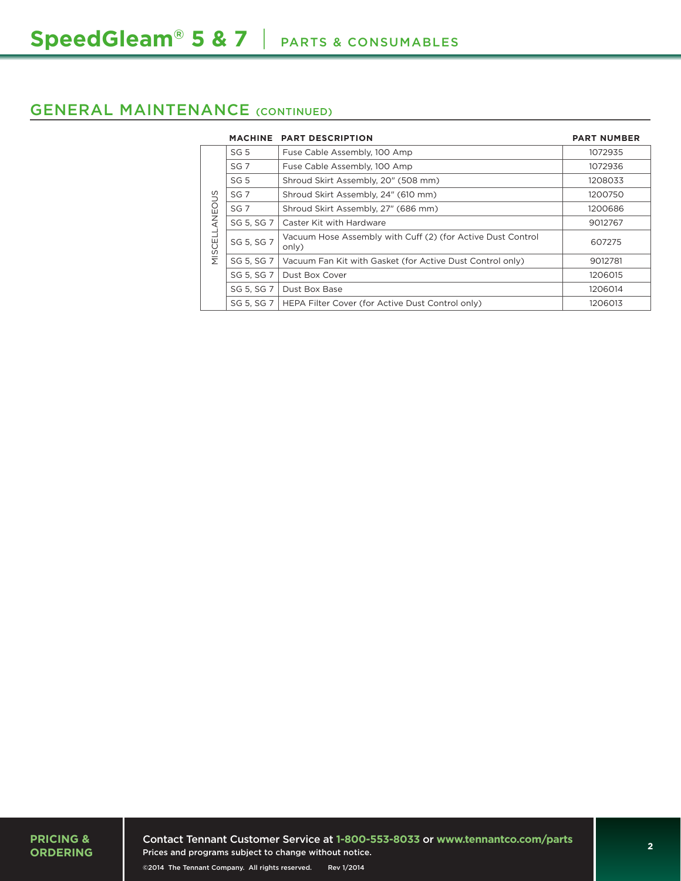## GENERAL MAINTENANCE (CONTINUED)

| | MACHINE | PART DESCRIPTION | PART NUMBER |
|---|---|---|---|
| MISCELLANEOUS | SG 5 | Fuse Cable Assembly, 100 Amp | 1072935 |
| | SG 7 | Fuse Cable Assembly, 100 Amp | 1072936 |
| | SG 5 | Shroud Skirt Assembly, 20" (508 mm) | 1208033 |
| | SG 7 | Shroud Skirt Assembly, 24" (610 mm) | 1200750 |
| | SG 7 | Shroud Skirt Assembly, 27" (686 mm) | 1200686 |
| | SG 5, SG 7 | Caster Kit with Hardware | 9012767 |
| | SG 5, SG 7 | Vacuum Hose Assembly with Cuff (2) (for Active Dust Control only) | 607275 |
| | SG 5, SG 7 | Vacuum Fan Kit with Gasket (for Active Dust Control only) | 9012781 |
| | SG 5, SG 7 | Dust Box Cover | 1206015 |
| | SG 5, SG 7 | Dust Box Base | 1206014 |
| | SG 5, SG 7 | HEPA Filter Cover (for Active Dust Control only) | 1206013 |

**PRICING & ORDERING**

Contact Tennant Customer Service at **1-800-553-8033** or **www.tennantco.com/parts**

Prices and programs subject to change without notice.

©2014 The Tennant Company. All rights reserved. Rev 1/2014